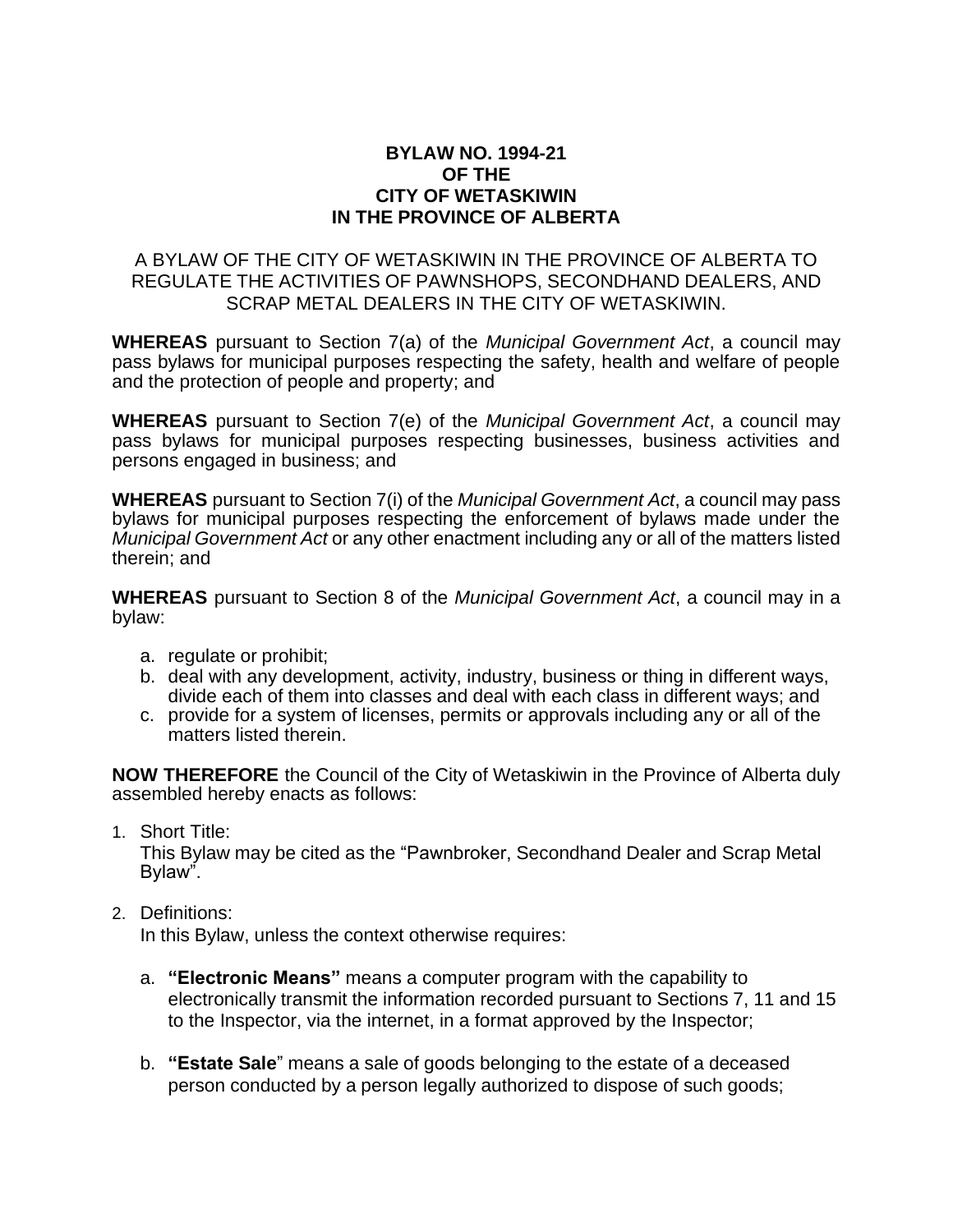**BYLAW NO. 1994-21**
**OF THE**
**CITY OF WETASKIWIN**
**IN THE PROVINCE OF ALBERTA**

A BYLAW OF THE CITY OF WETASKIWIN IN THE PROVINCE OF ALBERTA TO REGULATE THE ACTIVITIES OF PAWNSHOPS, SECONDHAND DEALERS, AND SCRAP METAL DEALERS IN THE CITY OF WETASKIWIN.

**WHEREAS** pursuant to Section 7(a) of the *Municipal Government Act*, a council may pass bylaws for municipal purposes respecting the safety, health and welfare of people and the protection of people and property; and

**WHEREAS** pursuant to Section 7(e) of the *Municipal Government Act*, a council may pass bylaws for municipal purposes respecting businesses, business activities and persons engaged in business; and

**WHEREAS** pursuant to Section 7(i) of the *Municipal Government Act*, a council may pass bylaws for municipal purposes respecting the enforcement of bylaws made under the *Municipal Government Act* or any other enactment including any or all of the matters listed therein; and

**WHEREAS** pursuant to Section 8 of the *Municipal Government Act*, a council may in a bylaw:

a. regulate or prohibit;
b. deal with any development, activity, industry, business or thing in different ways, divide each of them into classes and deal with each class in different ways; and
c. provide for a system of licenses, permits or approvals including any or all of the matters listed therein.

**NOW THEREFORE** the Council of the City of Wetaskiwin in the Province of Alberta duly assembled hereby enacts as follows:

1. Short Title:
   This Bylaw may be cited as the "Pawnbroker, Secondhand Dealer and Scrap Metal Bylaw".

2. Definitions:
   In this Bylaw, unless the context otherwise requires:

   a. **"Electronic Means"** means a computer program with the capability to electronically transmit the information recorded pursuant to Sections 7, 11 and 15 to the Inspector, via the internet, in a format approved by the Inspector;

   b. **"Estate Sale"** means a sale of goods belonging to the estate of a deceased person conducted by a person legally authorized to dispose of such goods;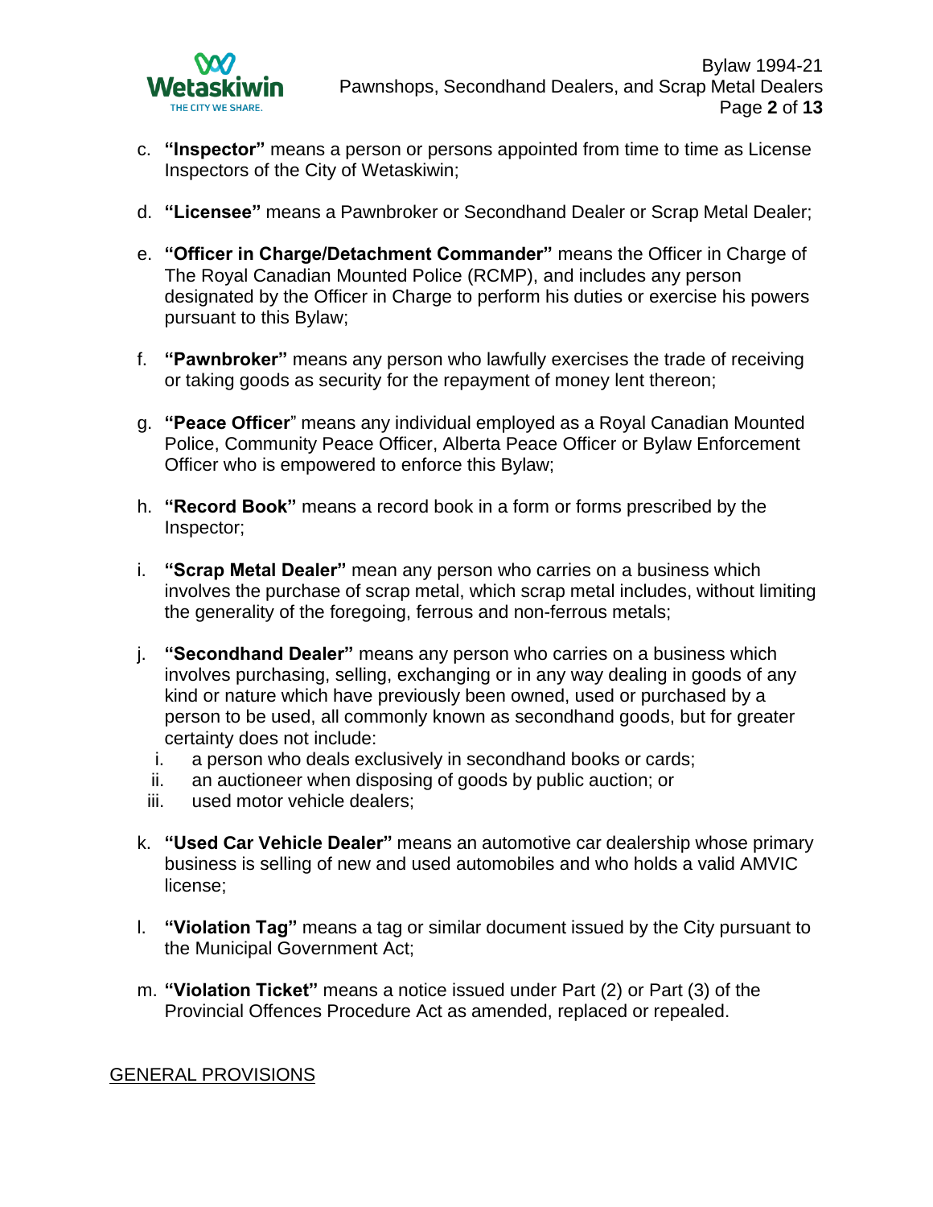c. **"Inspector"** means a person or persons appointed from time to time as License Inspectors of the City of Wetaskiwin;

d. **"Licensee"** means a Pawnbroker or Secondhand Dealer or Scrap Metal Dealer;

e. **"Officer in Charge/Detachment Commander"** means the Officer in Charge of The Royal Canadian Mounted Police (RCMP), and includes any person designated by the Officer in Charge to perform his duties or exercise his powers pursuant to this Bylaw;

f. **"Pawnbroker"** means any person who lawfully exercises the trade of receiving or taking goods as security for the repayment of money lent thereon;

g. **"Peace Officer"** means any individual employed as a Royal Canadian Mounted Police, Community Peace Officer, Alberta Peace Officer or Bylaw Enforcement Officer who is empowered to enforce this Bylaw;

h. **"Record Book"** means a record book in a form or forms prescribed by the Inspector;

i. **"Scrap Metal Dealer"** mean any person who carries on a business which involves the purchase of scrap metal, which scrap metal includes, without limiting the generality of the foregoing, ferrous and non-ferrous metals;

j. **"Secondhand Dealer"** means any person who carries on a business which involves purchasing, selling, exchanging or in any way dealing in goods of any kind or nature which have previously been owned, used or purchased by a person to be used, all commonly known as secondhand goods, but for greater certainty does not include:
   i. a person who deals exclusively in secondhand books or cards;
   ii. an auctioneer when disposing of goods by public auction; or
   iii. used motor vehicle dealers;

k. **"Used Car Vehicle Dealer"** means an automotive car dealership whose primary business is selling of new and used automobiles and who holds a valid AMVIC license;

l. **"Violation Tag"** means a tag or similar document issued by the City pursuant to the Municipal Government Act;

m. **"Violation Ticket"** means a notice issued under Part (2) or Part (3) of the Provincial Offences Procedure Act as amended, replaced or repealed.

## GENERAL PROVISIONS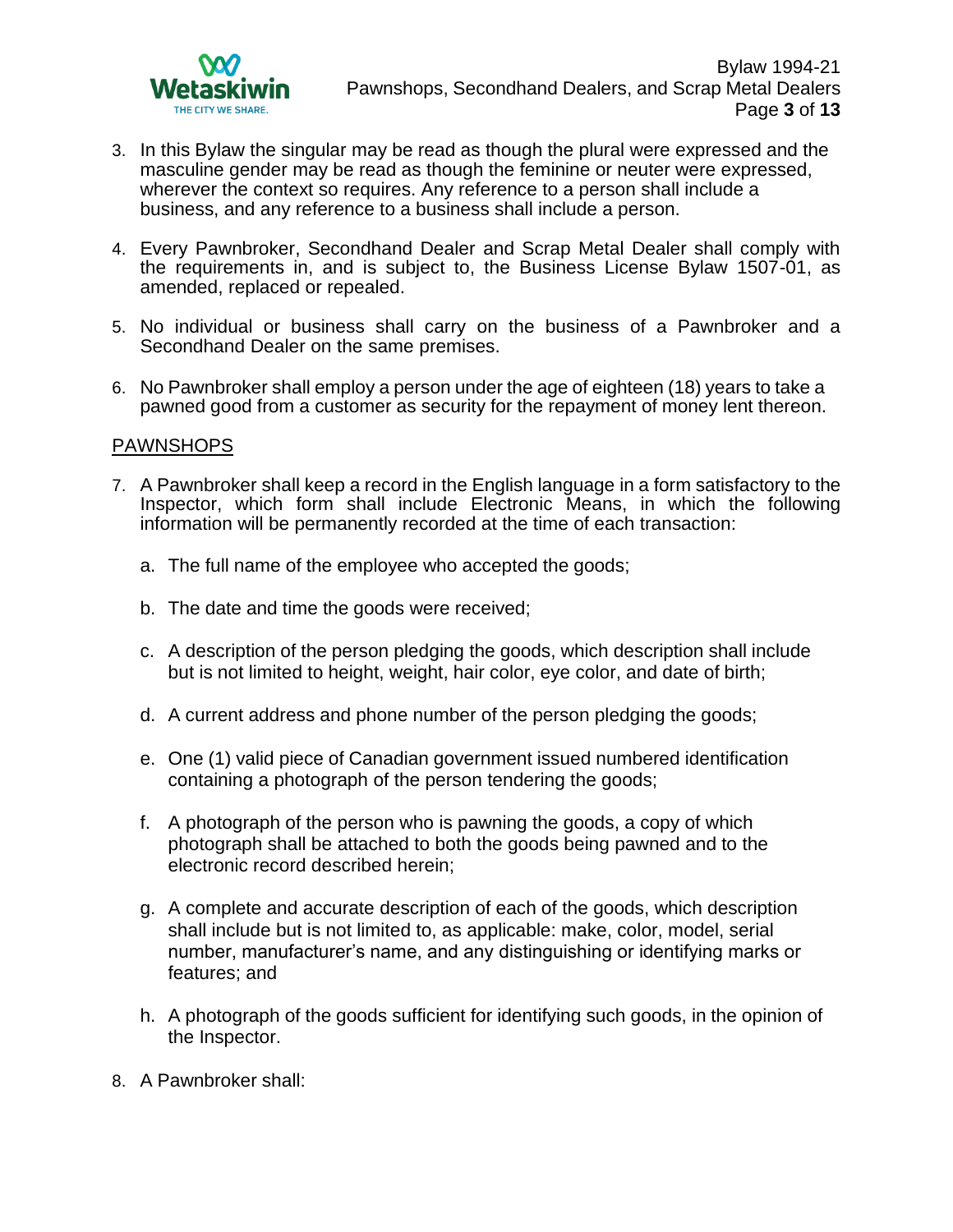3. In this Bylaw the singular may be read as though the plural were expressed and the masculine gender may be read as though the feminine or neuter were expressed, wherever the context so requires. Any reference to a person shall include a business, and any reference to a business shall include a person.

4. Every Pawnbroker, Secondhand Dealer and Scrap Metal Dealer shall comply with the requirements in, and is subject to, the Business License Bylaw 1507-01, as amended, replaced or repealed.

5. No individual or business shall carry on the business of a Pawnbroker and a Secondhand Dealer on the same premises.

6. No Pawnbroker shall employ a person under the age of eighteen (18) years to take a pawned good from a customer as security for the repayment of money lent thereon.

## PAWNSHOPS

7. A Pawnbroker shall keep a record in the English language in a form satisfactory to the Inspector, which form shall include Electronic Means, in which the following information will be permanently recorded at the time of each transaction:

   a. The full name of the employee who accepted the goods;

   b. The date and time the goods were received;

   c. A description of the person pledging the goods, which description shall include but is not limited to height, weight, hair color, eye color, and date of birth;

   d. A current address and phone number of the person pledging the goods;

   e. One (1) valid piece of Canadian government issued numbered identification containing a photograph of the person tendering the goods;

   f. A photograph of the person who is pawning the goods, a copy of which photograph shall be attached to both the goods being pawned and to the electronic record described herein;

   g. A complete and accurate description of each of the goods, which description shall include but is not limited to, as applicable: make, color, model, serial number, manufacturer's name, and any distinguishing or identifying marks or features; and

   h. A photograph of the goods sufficient for identifying such goods, in the opinion of the Inspector.

8. A Pawnbroker shall: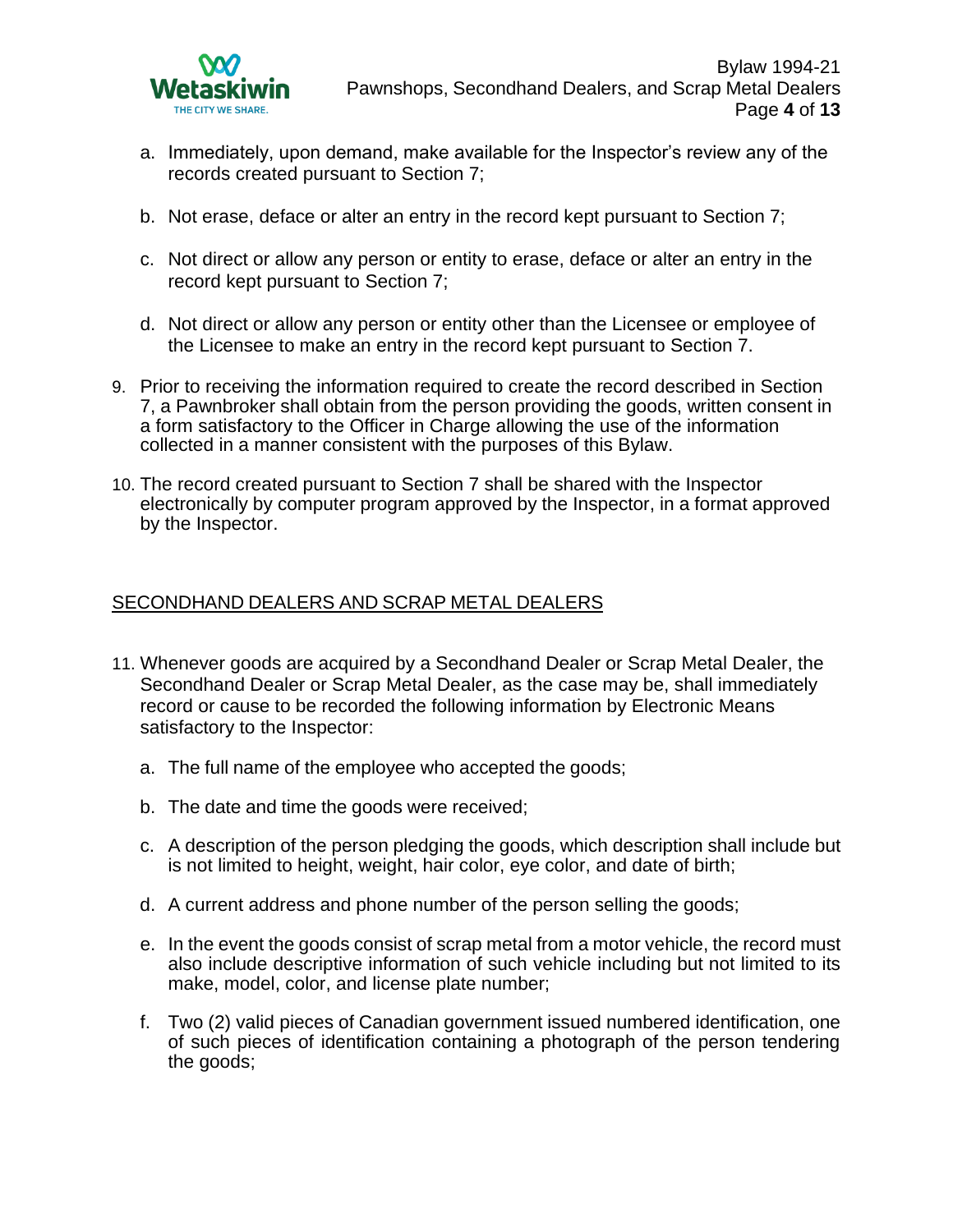a. Immediately, upon demand, make available for the Inspector's review any of the records created pursuant to Section 7;

b. Not erase, deface or alter an entry in the record kept pursuant to Section 7;

c. Not direct or allow any person or entity to erase, deface or alter an entry in the record kept pursuant to Section 7;

d. Not direct or allow any person or entity other than the Licensee or employee of the Licensee to make an entry in the record kept pursuant to Section 7.

9. Prior to receiving the information required to create the record described in Section 7, a Pawnbroker shall obtain from the person providing the goods, written consent in a form satisfactory to the Officer in Charge allowing the use of the information collected in a manner consistent with the purposes of this Bylaw.

10. The record created pursuant to Section 7 shall be shared with the Inspector electronically by computer program approved by the Inspector, in a format approved by the Inspector.

## SECONDHAND DEALERS AND SCRAP METAL DEALERS

11. Whenever goods are acquired by a Secondhand Dealer or Scrap Metal Dealer, the Secondhand Dealer or Scrap Metal Dealer, as the case may be, shall immediately record or cause to be recorded the following information by Electronic Means satisfactory to the Inspector:

    a. The full name of the employee who accepted the goods;

    b. The date and time the goods were received;

    c. A description of the person pledging the goods, which description shall include but is not limited to height, weight, hair color, eye color, and date of birth;

    d. A current address and phone number of the person selling the goods;

    e. In the event the goods consist of scrap metal from a motor vehicle, the record must also include descriptive information of such vehicle including but not limited to its make, model, color, and license plate number;

    f. Two (2) valid pieces of Canadian government issued numbered identification, one of such pieces of identification containing a photograph of the person tendering the goods;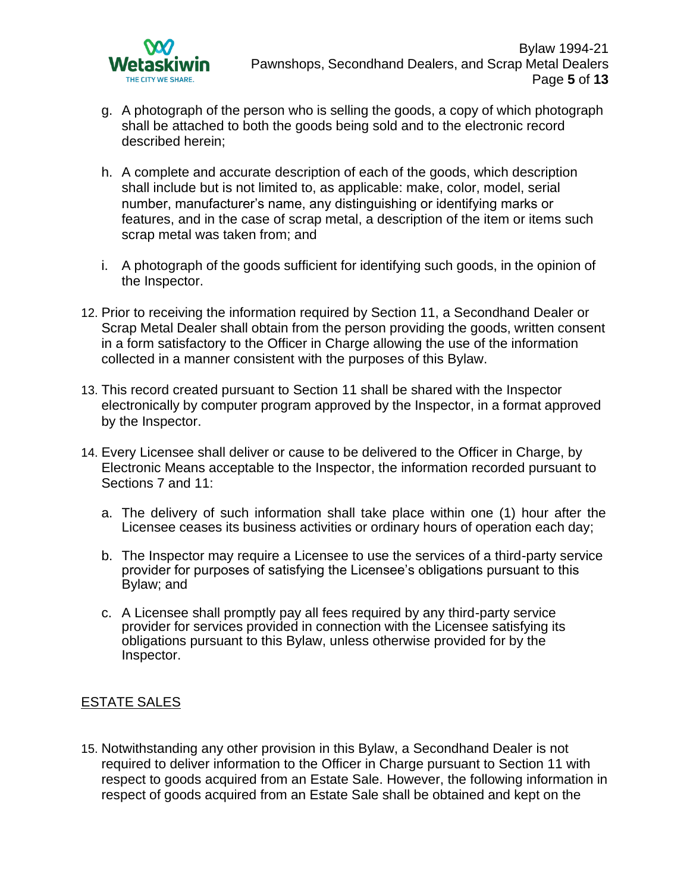g. A photograph of the person who is selling the goods, a copy of which photograph shall be attached to both the goods being sold and to the electronic record described herein;

h. A complete and accurate description of each of the goods, which description shall include but is not limited to, as applicable: make, color, model, serial number, manufacturer's name, any distinguishing or identifying marks or features, and in the case of scrap metal, a description of the item or items such scrap metal was taken from; and

i. A photograph of the goods sufficient for identifying such goods, in the opinion of the Inspector.

12. Prior to receiving the information required by Section 11, a Secondhand Dealer or Scrap Metal Dealer shall obtain from the person providing the goods, written consent in a form satisfactory to the Officer in Charge allowing the use of the information collected in a manner consistent with the purposes of this Bylaw.

13. This record created pursuant to Section 11 shall be shared with the Inspector electronically by computer program approved by the Inspector, in a format approved by the Inspector.

14. Every Licensee shall deliver or cause to be delivered to the Officer in Charge, by Electronic Means acceptable to the Inspector, the information recorded pursuant to Sections 7 and 11:

    a. The delivery of such information shall take place within one (1) hour after the Licensee ceases its business activities or ordinary hours of operation each day;

    b. The Inspector may require a Licensee to use the services of a third-party service provider for purposes of satisfying the Licensee's obligations pursuant to this Bylaw; and

    c. A Licensee shall promptly pay all fees required by any third-party service provider for services provided in connection with the Licensee satisfying its obligations pursuant to this Bylaw, unless otherwise provided for by the Inspector.

## ESTATE SALES

15. Notwithstanding any other provision in this Bylaw, a Secondhand Dealer is not required to deliver information to the Officer in Charge pursuant to Section 11 with respect to goods acquired from an Estate Sale. However, the following information in respect of goods acquired from an Estate Sale shall be obtained and kept on the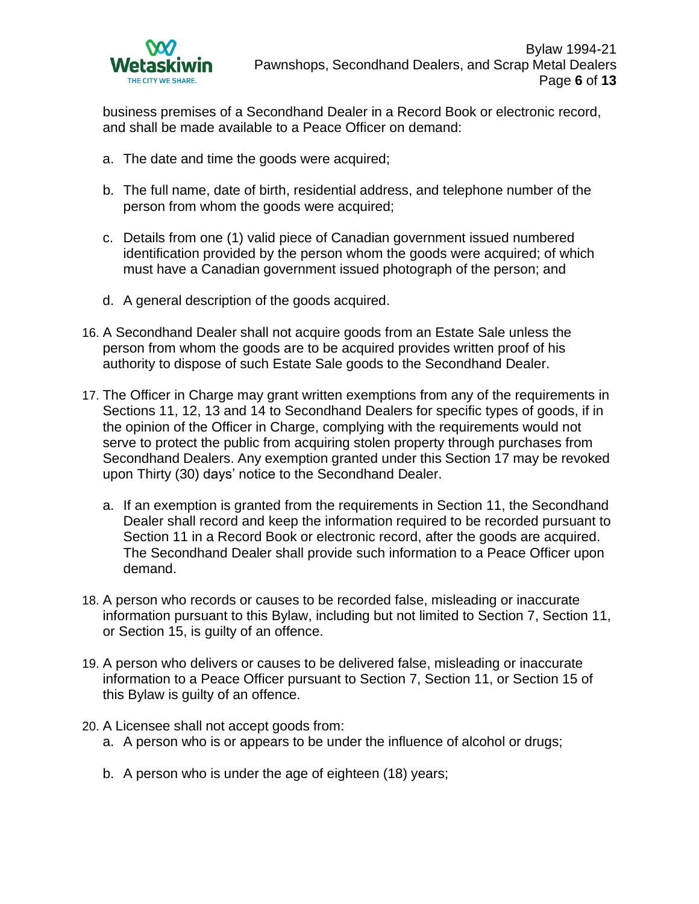business premises of a Secondhand Dealer in a Record Book or electronic record, and shall be made available to a Peace Officer on demand:

a. The date and time the goods were acquired;

b. The full name, date of birth, residential address, and telephone number of the person from whom the goods were acquired;

c. Details from one (1) valid piece of Canadian government issued numbered identification provided by the person whom the goods were acquired; of which must have a Canadian government issued photograph of the person; and

d. A general description of the goods acquired.

16. A Secondhand Dealer shall not acquire goods from an Estate Sale unless the person from whom the goods are to be acquired provides written proof of his authority to dispose of such Estate Sale goods to the Secondhand Dealer.

17. The Officer in Charge may grant written exemptions from any of the requirements in Sections 11, 12, 13 and 14 to Secondhand Dealers for specific types of goods, if in the opinion of the Officer in Charge, complying with the requirements would not serve to protect the public from acquiring stolen property through purchases from Secondhand Dealers. Any exemption granted under this Section 17 may be revoked upon Thirty (30) days' notice to the Secondhand Dealer.

    a. If an exemption is granted from the requirements in Section 11, the Secondhand Dealer shall record and keep the information required to be recorded pursuant to Section 11 in a Record Book or electronic record, after the goods are acquired. The Secondhand Dealer shall provide such information to a Peace Officer upon demand.

18. A person who records or causes to be recorded false, misleading or inaccurate information pursuant to this Bylaw, including but not limited to Section 7, Section 11, or Section 15, is guilty of an offence.

19. A person who delivers or causes to be delivered false, misleading or inaccurate information to a Peace Officer pursuant to Section 7, Section 11, or Section 15 of this Bylaw is guilty of an offence.

20. A Licensee shall not accept goods from:

    a. A person who is or appears to be under the influence of alcohol or drugs;

    b. A person who is under the age of eighteen (18) years;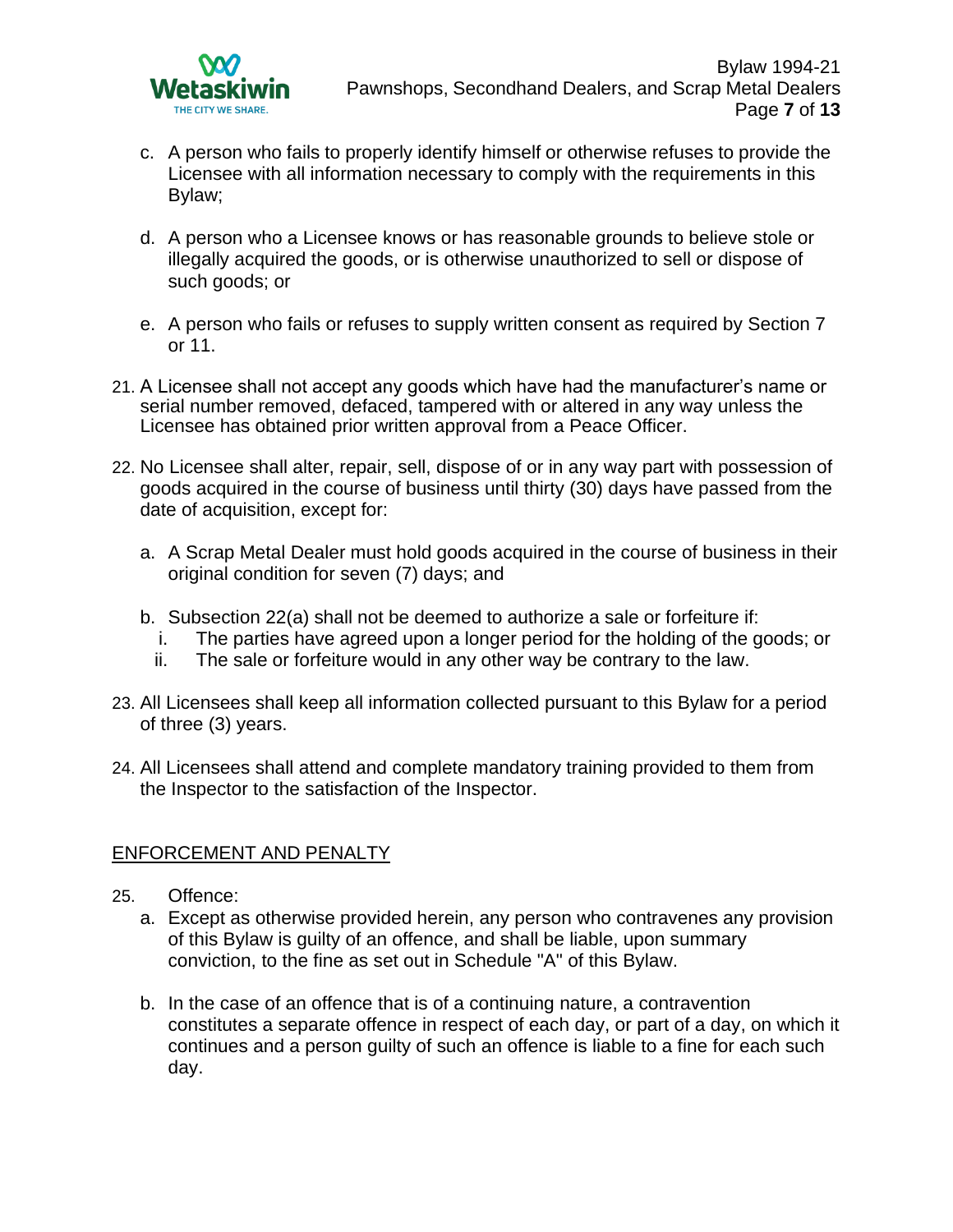c. A person who fails to properly identify himself or otherwise refuses to provide the Licensee with all information necessary to comply with the requirements in this Bylaw;

d. A person who a Licensee knows or has reasonable grounds to believe stole or illegally acquired the goods, or is otherwise unauthorized to sell or dispose of such goods; or

e. A person who fails or refuses to supply written consent as required by Section 7 or 11.

21. A Licensee shall not accept any goods which have had the manufacturer's name or serial number removed, defaced, tampered with or altered in any way unless the Licensee has obtained prior written approval from a Peace Officer.

22. No Licensee shall alter, repair, sell, dispose of or in any way part with possession of goods acquired in the course of business until thirty (30) days have passed from the date of acquisition, except for:

    a. A Scrap Metal Dealer must hold goods acquired in the course of business in their original condition for seven (7) days; and

    b. Subsection 22(a) shall not be deemed to authorize a sale or forfeiture if:
        i. The parties have agreed upon a longer period for the holding of the goods; or
        ii. The sale or forfeiture would in any other way be contrary to the law.

23. All Licensees shall keep all information collected pursuant to this Bylaw for a period of three (3) years.

24. All Licensees shall attend and complete mandatory training provided to them from the Inspector to the satisfaction of the Inspector.

## ENFORCEMENT AND PENALTY

25. Offence:

    a. Except as otherwise provided herein, any person who contravenes any provision of this Bylaw is guilty of an offence, and shall be liable, upon summary conviction, to the fine as set out in Schedule "A" of this Bylaw.

    b. In the case of an offence that is of a continuing nature, a contravention constitutes a separate offence in respect of each day, or part of a day, on which it continues and a person guilty of such an offence is liable to a fine for each such day.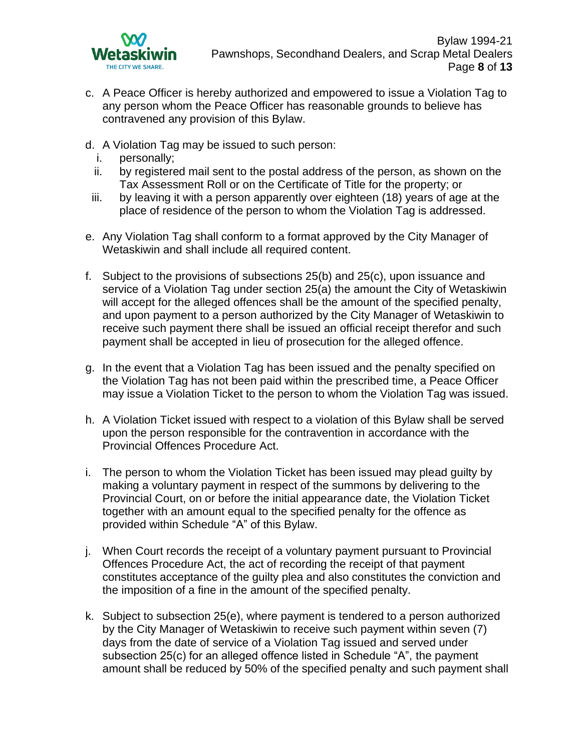c. A Peace Officer is hereby authorized and empowered to issue a Violation Tag to any person whom the Peace Officer has reasonable grounds to believe has contravened any provision of this Bylaw.

d. A Violation Tag may be issued to such person:
   i. personally;
   ii. by registered mail sent to the postal address of the person, as shown on the Tax Assessment Roll or on the Certificate of Title for the property; or
   iii. by leaving it with a person apparently over eighteen (18) years of age at the place of residence of the person to whom the Violation Tag is addressed.

e. Any Violation Tag shall conform to a format approved by the City Manager of Wetaskiwin and shall include all required content.

f. Subject to the provisions of subsections 25(b) and 25(c), upon issuance and service of a Violation Tag under section 25(a) the amount the City of Wetaskiwin will accept for the alleged offences shall be the amount of the specified penalty, and upon payment to a person authorized by the City Manager of Wetaskiwin to receive such payment there shall be issued an official receipt therefor and such payment shall be accepted in lieu of prosecution for the alleged offence.

g. In the event that a Violation Tag has been issued and the penalty specified on the Violation Tag has not been paid within the prescribed time, a Peace Officer may issue a Violation Ticket to the person to whom the Violation Tag was issued.

h. A Violation Ticket issued with respect to a violation of this Bylaw shall be served upon the person responsible for the contravention in accordance with the Provincial Offences Procedure Act.

i. The person to whom the Violation Ticket has been issued may plead guilty by making a voluntary payment in respect of the summons by delivering to the Provincial Court, on or before the initial appearance date, the Violation Ticket together with an amount equal to the specified penalty for the offence as provided within Schedule "A" of this Bylaw.

j. When Court records the receipt of a voluntary payment pursuant to Provincial Offences Procedure Act, the act of recording the receipt of that payment constitutes acceptance of the guilty plea and also constitutes the conviction and the imposition of a fine in the amount of the specified penalty.

k. Subject to subsection 25(e), where payment is tendered to a person authorized by the City Manager of Wetaskiwin to receive such payment within seven (7) days from the date of service of a Violation Tag issued and served under subsection 25(c) for an alleged offence listed in Schedule "A", the payment amount shall be reduced by 50% of the specified penalty and such payment shall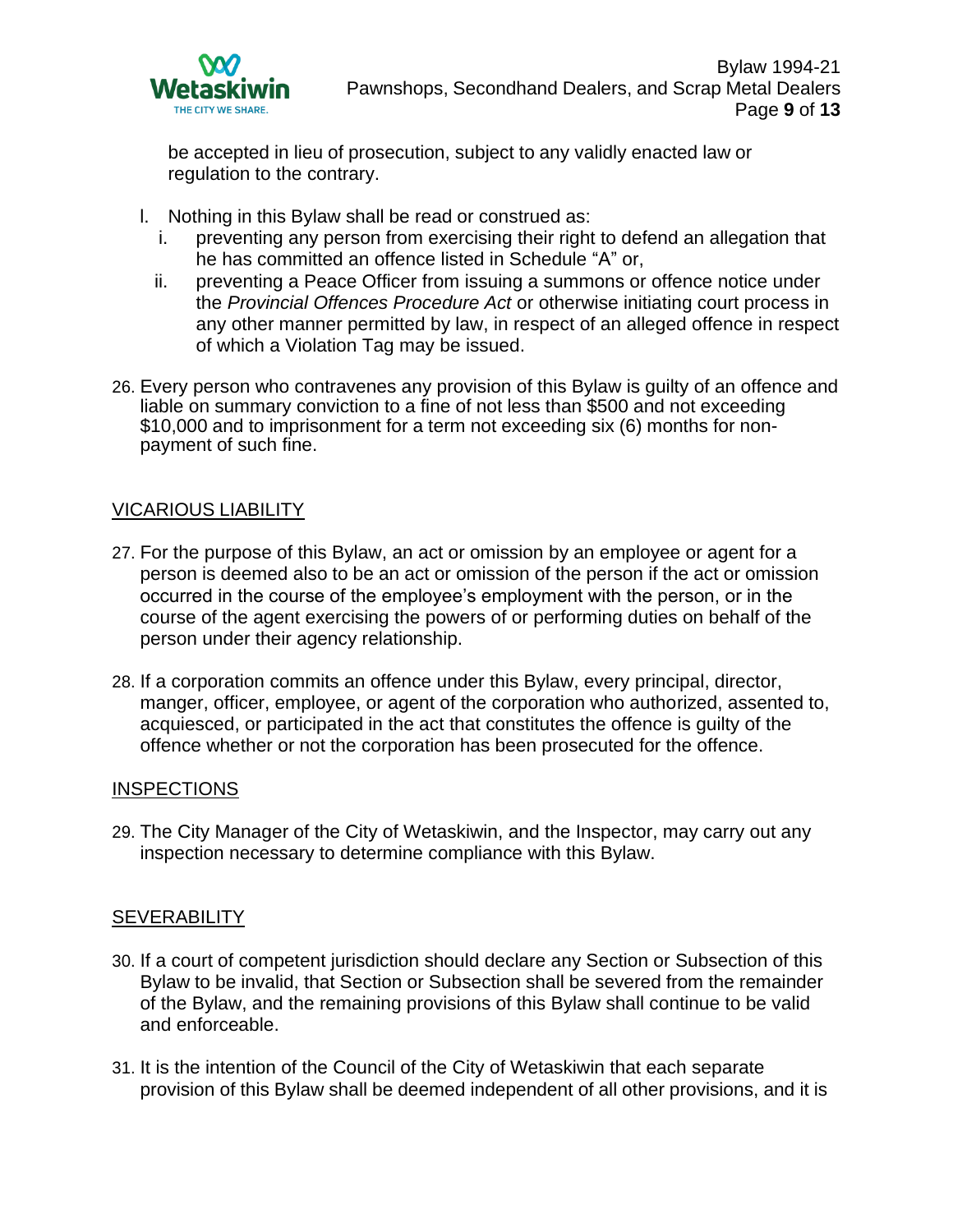be accepted in lieu of prosecution, subject to any validly enacted law or regulation to the contrary.

l. Nothing in this Bylaw shall be read or construed as:
   i. preventing any person from exercising their right to defend an allegation that he has committed an offence listed in Schedule "A" or,
   ii. preventing a Peace Officer from issuing a summons or offence notice under the *Provincial Offences Procedure Act* or otherwise initiating court process in any other manner permitted by law, in respect of an alleged offence in respect of which a Violation Tag may be issued.

26. Every person who contravenes any provision of this Bylaw is guilty of an offence and liable on summary conviction to a fine of not less than $500 and not exceeding $10,000 and to imprisonment for a term not exceeding six (6) months for non-payment of such fine.

## VICARIOUS LIABILITY

27. For the purpose of this Bylaw, an act or omission by an employee or agent for a person is deemed also to be an act or omission of the person if the act or omission occurred in the course of the employee's employment with the person, or in the course of the agent exercising the powers of or performing duties on behalf of the person under their agency relationship.

28. If a corporation commits an offence under this Bylaw, every principal, director, manger, officer, employee, or agent of the corporation who authorized, assented to, acquiesced, or participated in the act that constitutes the offence is guilty of the offence whether or not the corporation has been prosecuted for the offence.

## INSPECTIONS

29. The City Manager of the City of Wetaskiwin, and the Inspector, may carry out any inspection necessary to determine compliance with this Bylaw.

## SEVERABILITY

30. If a court of competent jurisdiction should declare any Section or Subsection of this Bylaw to be invalid, that Section or Subsection shall be severed from the remainder of the Bylaw, and the remaining provisions of this Bylaw shall continue to be valid and enforceable.

31. It is the intention of the Council of the City of Wetaskiwin that each separate provision of this Bylaw shall be deemed independent of all other provisions, and it is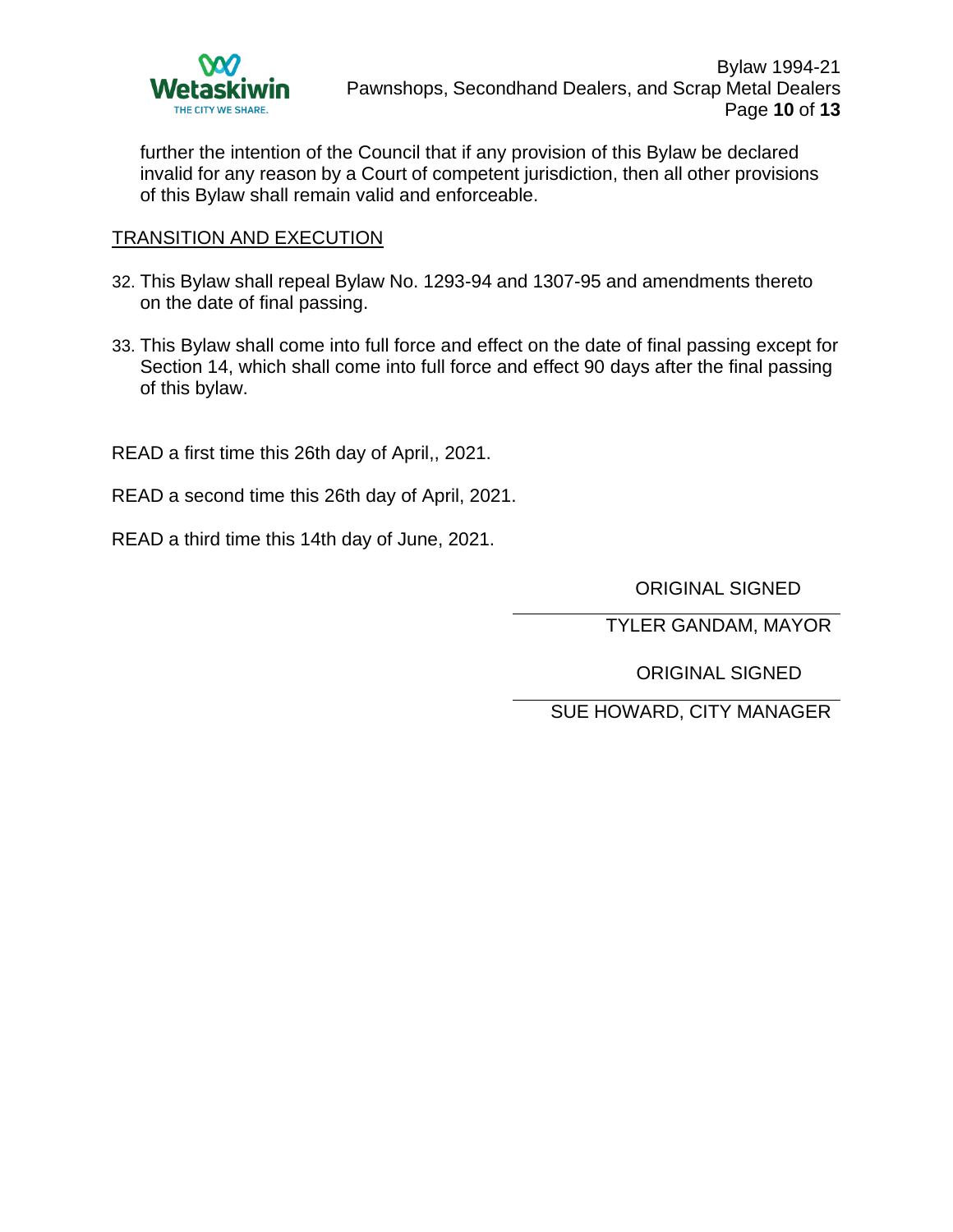further the intention of the Council that if any provision of this Bylaw be declared invalid for any reason by a Court of competent jurisdiction, then all other provisions of this Bylaw shall remain valid and enforceable.

<u>TRANSITION AND EXECUTION</u>

32. This Bylaw shall repeal Bylaw No. 1293-94 and 1307-95 and amendments thereto on the date of final passing.

33. This Bylaw shall come into full force and effect on the date of final passing except for Section 14, which shall come into full force and effect 90 days after the final passing of this bylaw.

READ a first time this 26th day of April,, 2021.

READ a second time this 26th day of April, 2021.

READ a third time this 14th day of June, 2021.

ORIGINAL SIGNED

TYLER GANDAM, MAYOR

ORIGINAL SIGNED

SUE HOWARD, CITY MANAGER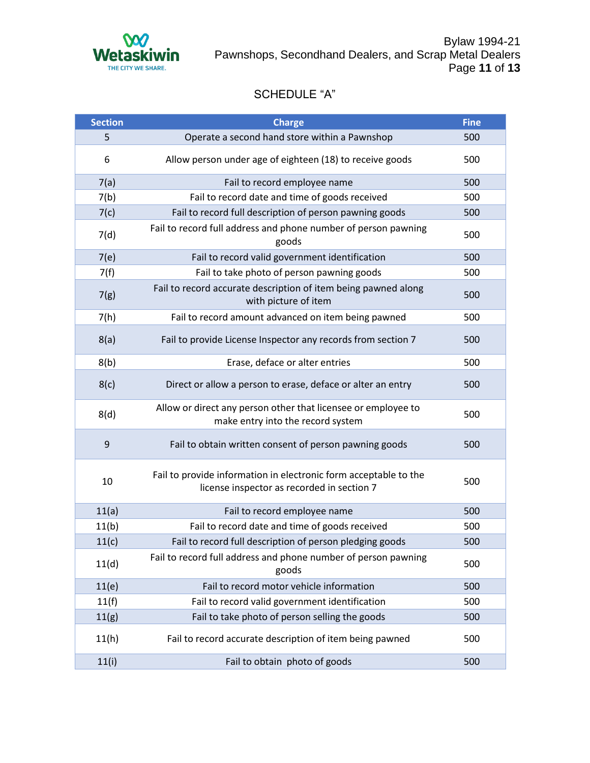SCHEDULE “A”

| Section | Charge | Fine |
|---|---|---|
| 5 | Operate a second hand store within a Pawnshop | 500 |
| 6 | Allow person under age of eighteen (18) to receive goods | 500 |
| 7(a) | Fail to record employee name | 500 |
| 7(b) | Fail to record date and time of goods received | 500 |
| 7(c) | Fail to record full description of person pawning goods | 500 |
| 7(d) | Fail to record full address and phone number of person pawning goods | 500 |
| 7(e) | Fail to record valid government identification | 500 |
| 7(f) | Fail to take photo of person pawning goods | 500 |
| 7(g) | Fail to record accurate description of item being pawned along with picture of item | 500 |
| 7(h) | Fail to record amount advanced on item being pawned | 500 |
| 8(a) | Fail to provide License Inspector any records from section 7 | 500 |
| 8(b) | Erase, deface or alter entries | 500 |
| 8(c) | Direct or allow a person to erase, deface or alter an entry | 500 |
| 8(d) | Allow or direct any person other that licensee or employee to make entry into the record system | 500 |
| 9 | Fail to obtain written consent of person pawning goods | 500 |
| 10 | Fail to provide information in electronic form acceptable to the license inspector as recorded in section 7 | 500 |
| 11(a) | Fail to record employee name | 500 |
| 11(b) | Fail to record date and time of goods received | 500 |
| 11(c) | Fail to record full description of person pledging goods | 500 |
| 11(d) | Fail to record full address and phone number of person pawning goods | 500 |
| 11(e) | Fail to record motor vehicle information | 500 |
| 11(f) | Fail to record valid government identification | 500 |
| 11(g) | Fail to take photo of person selling the goods | 500 |
| 11(h) | Fail to record accurate description of item being pawned | 500 |
| 11(i) | Fail to obtain photo of goods | 500 |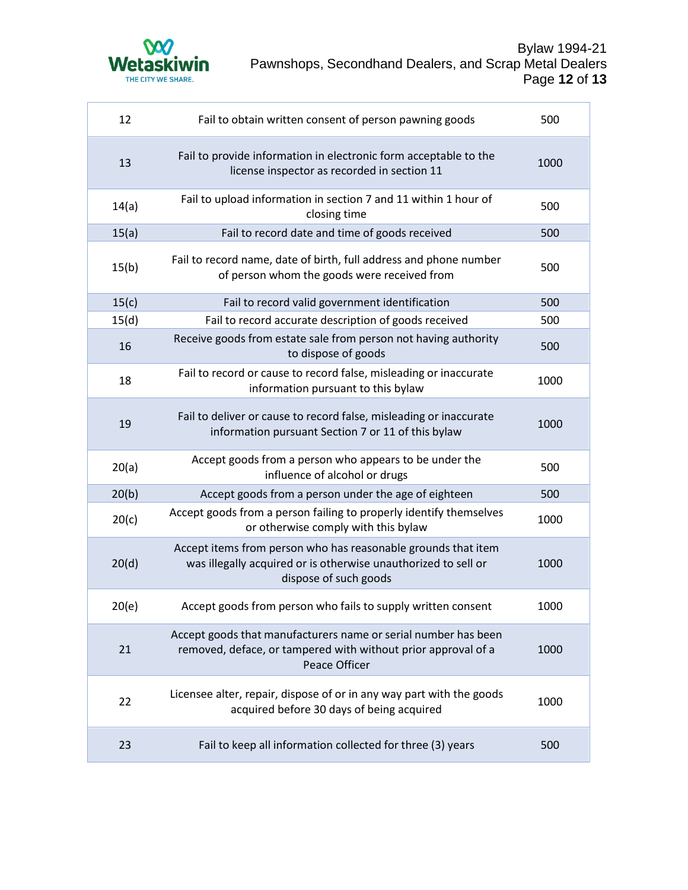| | | |
|---|---|---|
| 12 | Fail to obtain written consent of person pawning goods | 500 |
| 13 | Fail to provide information in electronic form acceptable to the license inspector as recorded in section 11 | 1000 |
| 14(a) | Fail to upload information in section 7 and 11 within 1 hour of closing time | 500 |
| 15(a) | Fail to record date and time of goods received | 500 |
| 15(b) | Fail to record name, date of birth, full address and phone number of person whom the goods were received from | 500 |
| 15(c) | Fail to record valid government identification | 500 |
| 15(d) | Fail to record accurate description of goods received | 500 |
| 16 | Receive goods from estate sale from person not having authority to dispose of goods | 500 |
| 18 | Fail to record or cause to record false, misleading or inaccurate information pursuant to this bylaw | 1000 |
| 19 | Fail to deliver or cause to record false, misleading or inaccurate information pursuant Section 7 or 11 of this bylaw | 1000 |
| 20(a) | Accept goods from a person who appears to be under the influence of alcohol or drugs | 500 |
| 20(b) | Accept goods from a person under the age of eighteen | 500 |
| 20(c) | Accept goods from a person failing to properly identify themselves or otherwise comply with this bylaw | 1000 |
| 20(d) | Accept items from person who has reasonable grounds that item was illegally acquired or is otherwise unauthorized to sell or dispose of such goods | 1000 |
| 20(e) | Accept goods from person who fails to supply written consent | 1000 |
| 21 | Accept goods that manufacturers name or serial number has been removed, deface, or tampered with without prior approval of a Peace Officer | 1000 |
| 22 | Licensee alter, repair, dispose of or in any way part with the goods acquired before 30 days of being acquired | 1000 |
| 23 | Fail to keep all information collected for three (3) years | 500 |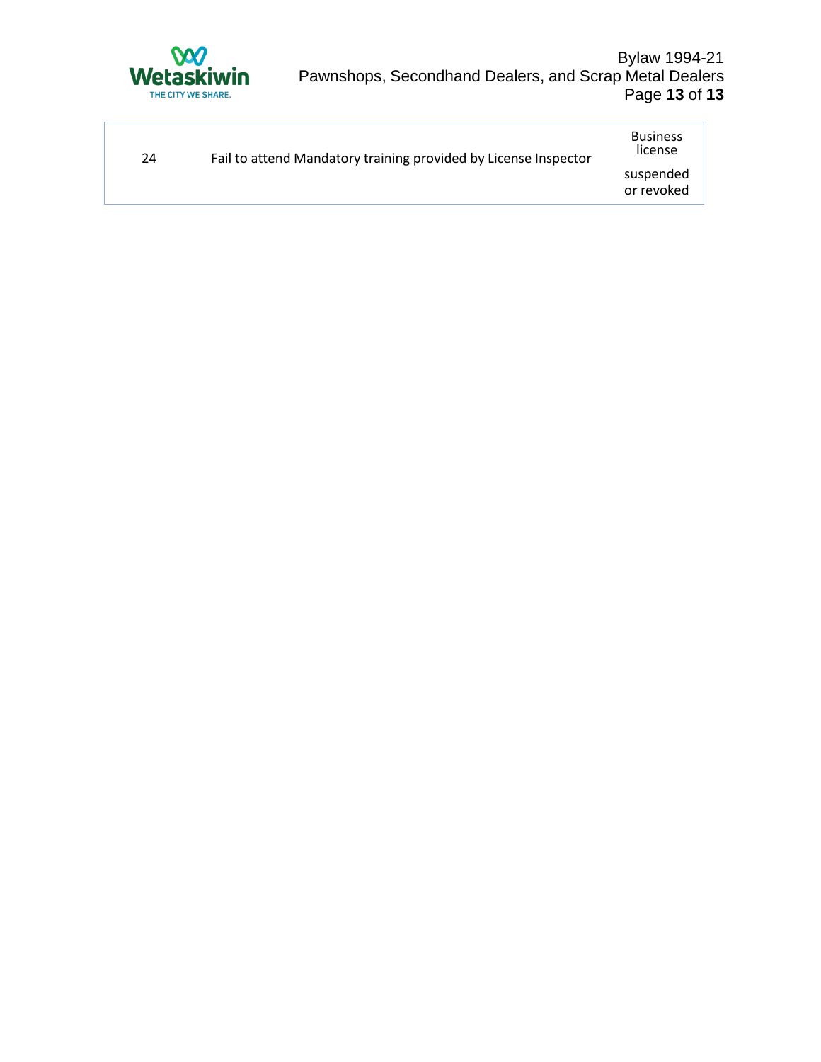| | | |
|---|---|---|
| 24 | Fail to attend Mandatory training provided by License Inspector | Business license suspended or revoked |